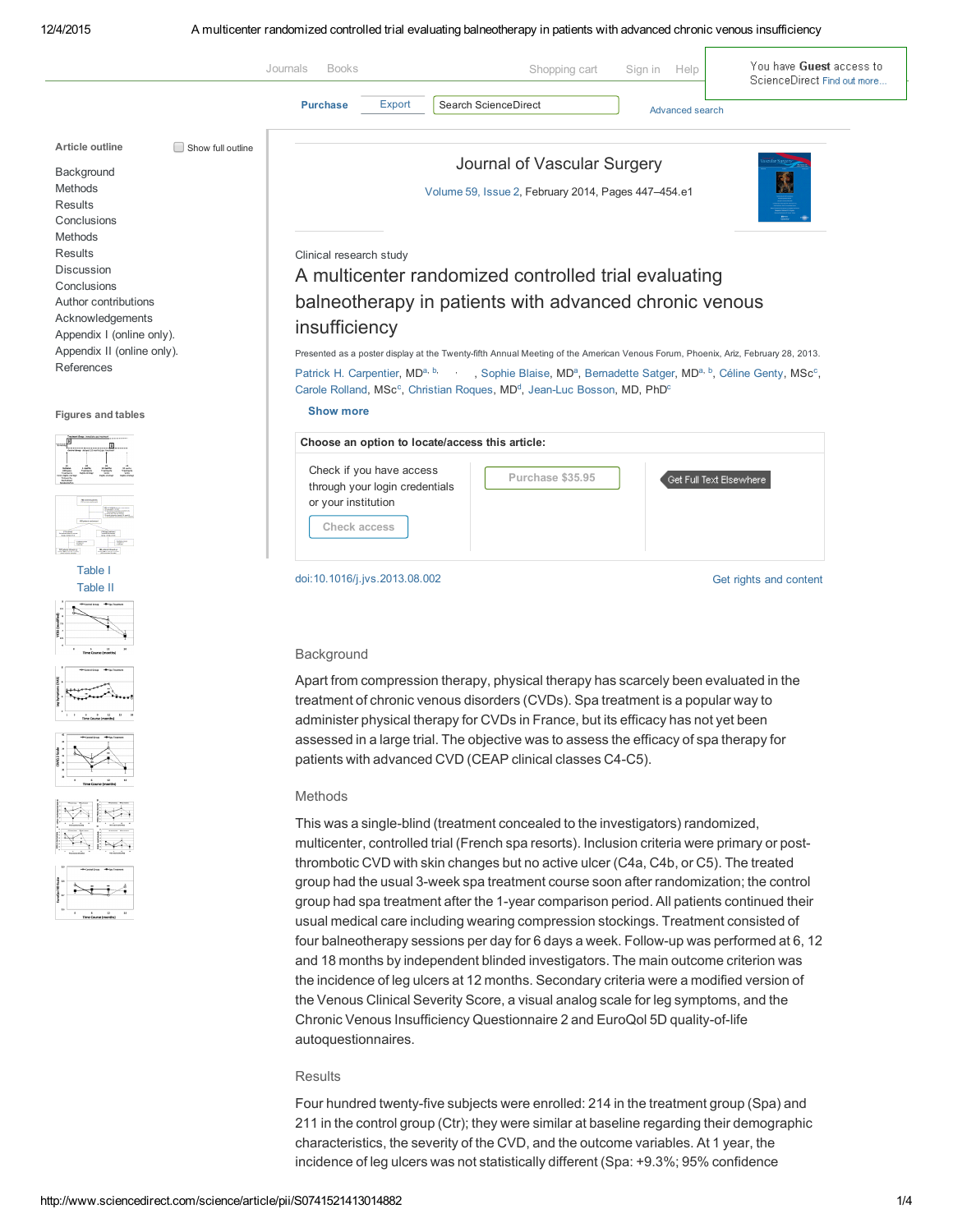Clinical research study

# A multicenter randomized controlled trial evaluating balneotherapy in patients with advanced chronic venous insufficiency

Presented as a poster display at the Twenty-fifth Annual Meeting of the American Venous Forum, Phoenix, Ariz, February 28, 2013.

Patrick H. Carpentier, MD[a, b], Sophie Blaise, MD[a], Bernadette Satger, MD[a, b], Céline Genty, MSc[c], Carole Rolland, MSc[c], Christian Roques, MD[d], Jean-Luc Bosson, MD, PhD[c]

doi:10.1016/j.jvs.2013.08.002

## Background

Apart from compression therapy, physical therapy has scarcely been evaluated in the treatment of chronic venous disorders (CVDs). Spa treatment is a popular way to administer physical therapy for CVDs in France, but its efficacy has not yet been assessed in a large trial. The objective was to assess the efficacy of spa therapy for patients with advanced CVD (CEAP clinical classes C4-C5).

## Methods

This was a single-blind (treatment concealed to the investigators) randomized, multicenter, controlled trial (French spa resorts). Inclusion criteria were primary or post-thrombotic CVD with skin changes but no active ulcer (C4a, C4b, or C5). The treated group had the usual 3-week spa treatment course soon after randomization; the control group had spa treatment after the 1-year comparison period. All patients continued their usual medical care including wearing compression stockings. Treatment consisted of four balneotherapy sessions per day for 6 days a week. Follow-up was performed at 6, 12 and 18 months by independent blinded investigators. The main outcome criterion was the incidence of leg ulcers at 12 months. Secondary criteria were a modified version of the Venous Clinical Severity Score, a visual analog scale for leg symptoms, and the Chronic Venous Insufficiency Questionnaire 2 and EuroQol 5D quality-of-life autoquestionnaires.

## Results

Four hundred twenty-five subjects were enrolled: 214 in the treatment group (Spa) and 211 in the control group (Ctr); they were similar at baseline regarding their demographic characteristics, the severity of the CVD, and the outcome variables. At 1 year, the incidence of leg ulcers was not statistically different (Spa: +9.3%; 95% confidence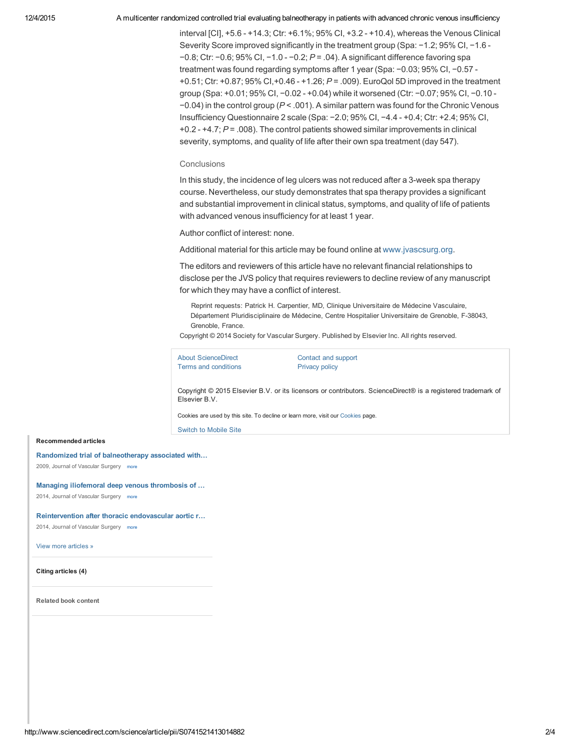interval [CI], +5.6 - +14.3; Ctr: +6.1%; 95% CI, +3.2 - +10.4), whereas the Venous Clinical Severity Score improved significantly in the treatment group (Spa: −1.2; 95% CI, −1.6 - −0.8; Ctr: −0.6; 95% CI, −1.0 - −0.2; $P = .04$). A significant difference favoring spa treatment was found regarding symptoms after 1 year (Spa: −0.03; 95% CI, −0.57 - +0.51; Ctr: +0.87; 95% CI,+0.46 - +1.26; $P = .009$). EuroQol 5D improved in the treatment group (Spa: +0.01; 95% CI, −0.02 - +0.04) while it worsened (Ctr: −0.07; 95% CI, −0.10 - −0.04) in the control group ($P < .001$). A similar pattern was found for the Chronic Venous Insufficiency Questionnaire 2 scale (Spa: −2.0; 95% CI, −4.4 - +0.4; Ctr: +2.4; 95% CI, +0.2 - +4.7; $P = .008$). The control patients showed similar improvements in clinical severity, symptoms, and quality of life after their own spa treatment (day 547).

## Conclusions

In this study, the incidence of leg ulcers was not reduced after a 3-week spa therapy course. Nevertheless, our study demonstrates that spa therapy provides a significant and substantial improvement in clinical status, symptoms, and quality of life of patients with advanced venous insufficiency for at least 1 year.

Author conflict of interest: none.

Additional material for this article may be found online at www.jvascsurg.org.

The editors and reviewers of this article have no relevant financial relationships to disclose per the JVS policy that requires reviewers to decline review of any manuscript for which they may have a conflict of interest.

Reprint requests: Patrick H. Carpentier, MD, Clinique Universitaire de Médecine Vasculaire, Département Pluridisciplinaire de Médecine, Centre Hospitalier Universitaire de Grenoble, F-38043, Grenoble, France.

Copyright © 2014 Society for Vascular Surgery. Published by Elsevier Inc. All rights reserved.